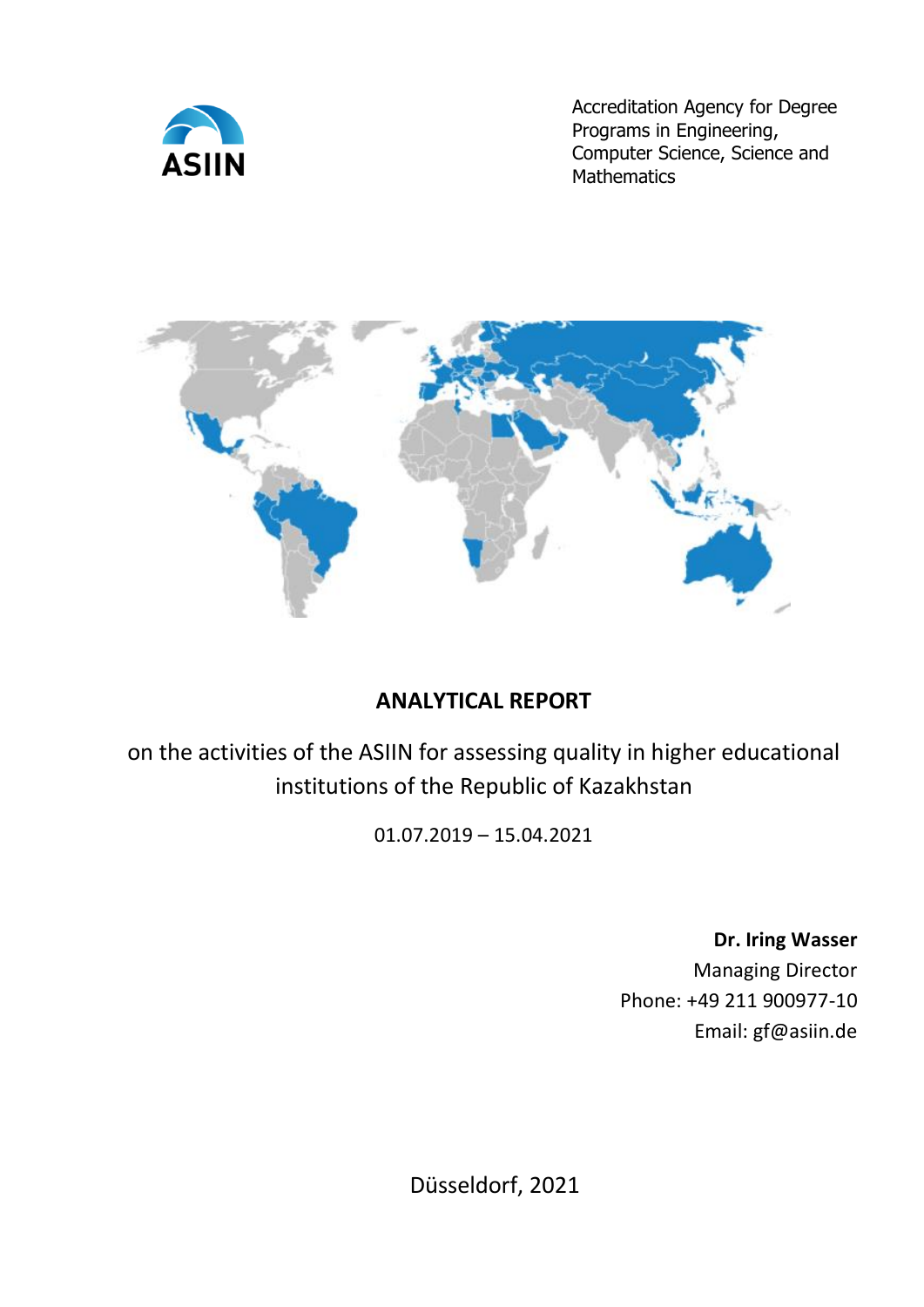ASIIN

Accreditation Agency for Degree Programs in Engineering, Computer Science, Science and Mathematics

# ANALYTICAL REPORT

on the activities of the ASIIN for assessing quality in higher educational institutions of the Republic of Kazakhstan

01.07.2019 – 15.04.2021

**Dr. Iring Wasser**
Managing Director
Phone: +49 211 900977-10
Email: gf@asiin.de

Düsseldorf, 2021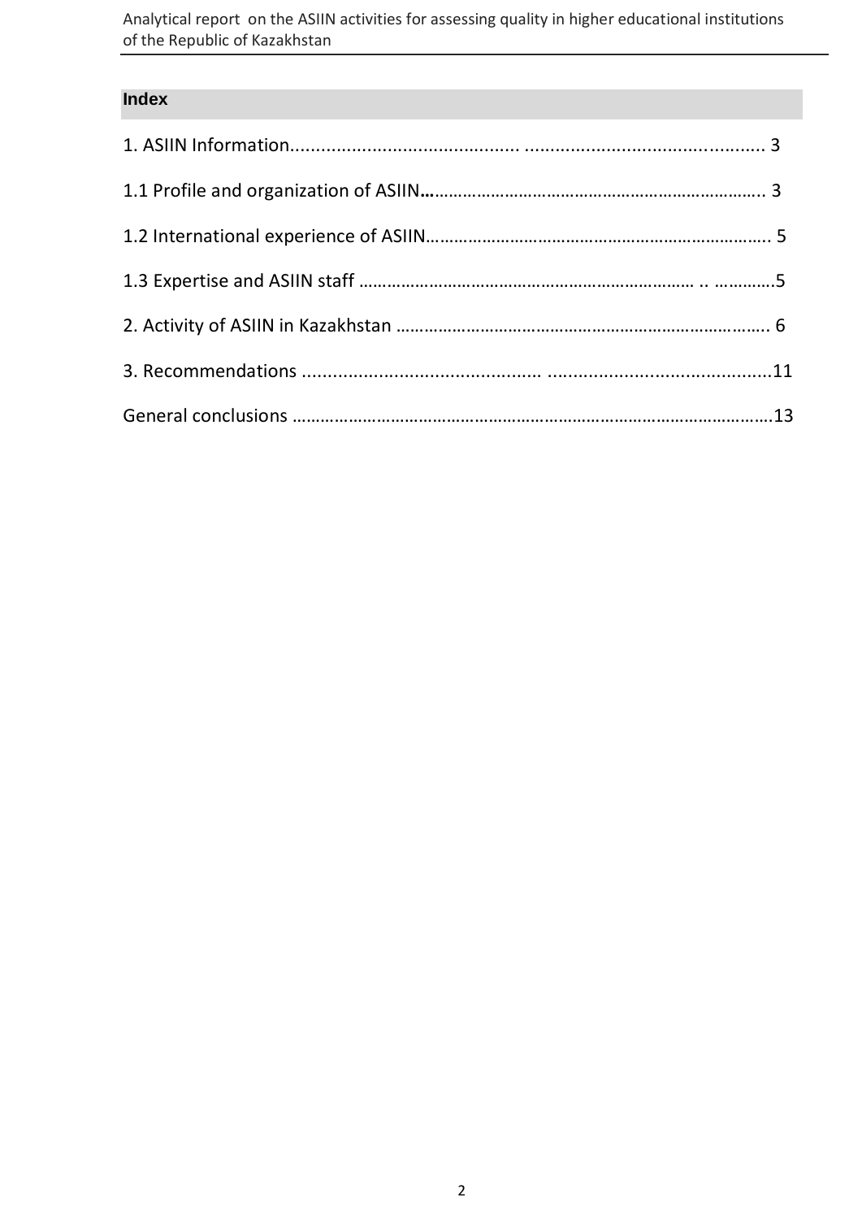## Index

1. ASIIN Information........................................... ............................................ 3

1.1 Profile and organization of ASIIN…………………………………………………………….. 3

1.2 International experience of ASIIN………………………………………………………………. 5

1.3 Expertise and ASIIN staff ……………………………………………………………… .. ………….5

2. Activity of ASIIN in Kazakhstan …………………………………………………………………….. 6

3. Recommendations ............................................. ..........................................11

General conclusions ………………………………………………………………………………………….13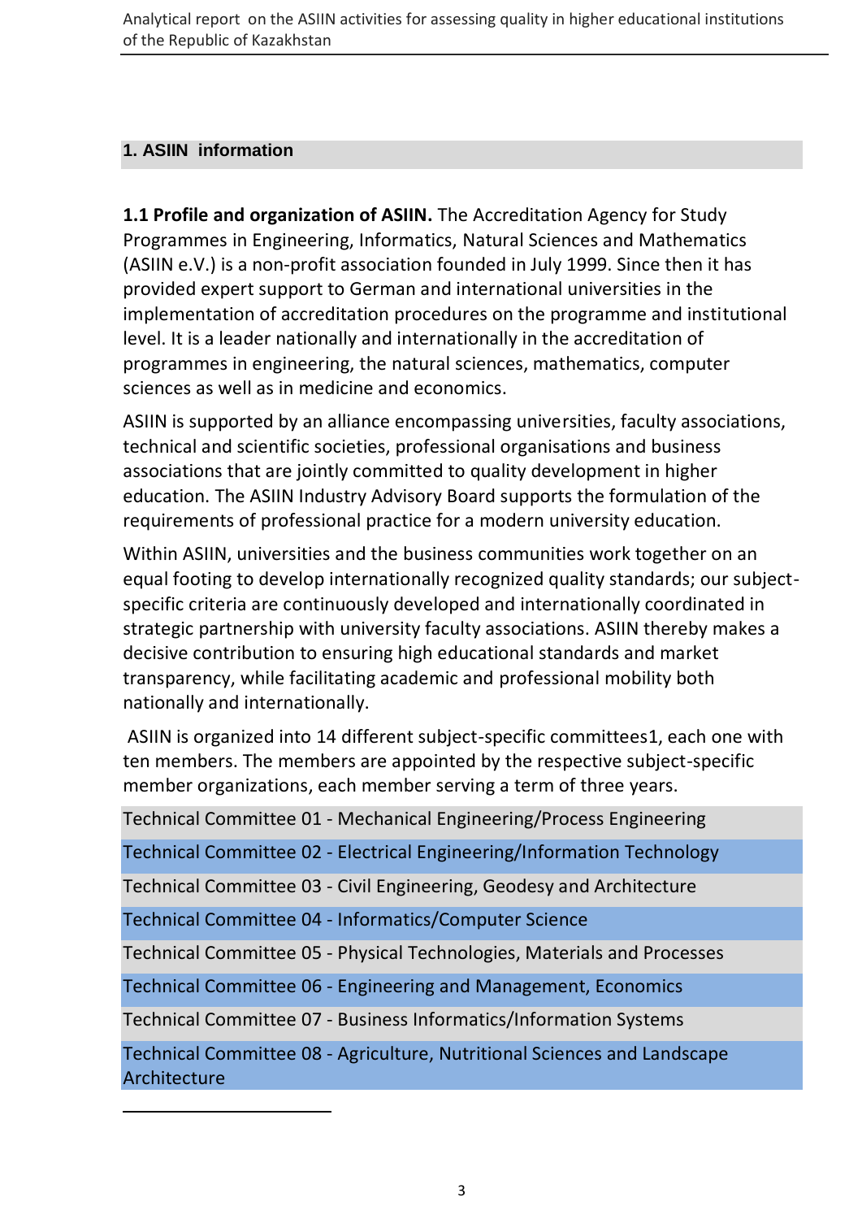## 1. ASIIN information

**1.1 Profile and organization of ASIIN.** The Accreditation Agency for Study Programmes in Engineering, Informatics, Natural Sciences and Mathematics (ASIIN e.V.) is a non-profit association founded in July 1999. Since then it has provided expert support to German and international universities in the implementation of accreditation procedures on the programme and institutional level. It is a leader nationally and internationally in the accreditation of programmes in engineering, the natural sciences, mathematics, computer sciences as well as in medicine and economics.

ASIIN is supported by an alliance encompassing universities, faculty associations, technical and scientific societies, professional organisations and business associations that are jointly committed to quality development in higher education. The ASIIN Industry Advisory Board supports the formulation of the requirements of professional practice for a modern university education.

Within ASIIN, universities and the business communities work together on an equal footing to develop internationally recognized quality standards; our subject-specific criteria are continuously developed and internationally coordinated in strategic partnership with university faculty associations. ASIIN thereby makes a decisive contribution to ensuring high educational standards and market transparency, while facilitating academic and professional mobility both nationally and internationally.

ASIIN is organized into 14 different subject-specific committees[1], each one with ten members. The members are appointed by the respective subject-specific member organizations, each member serving a term of three years.

| Technical Committees |
|---|
| Technical Committee 01 - Mechanical Engineering/Process Engineering |
| Technical Committee 02 - Electrical Engineering/Information Technology |
| Technical Committee 03 - Civil Engineering, Geodesy and Architecture |
| Technical Committee 04 - Informatics/Computer Science |
| Technical Committee 05 - Physical Technologies, Materials and Processes |
| Technical Committee 06 - Engineering and Management, Economics |
| Technical Committee 07 - Business Informatics/Information Systems |
| Technical Committee 08 - Agriculture, Nutritional Sciences and Landscape Architecture |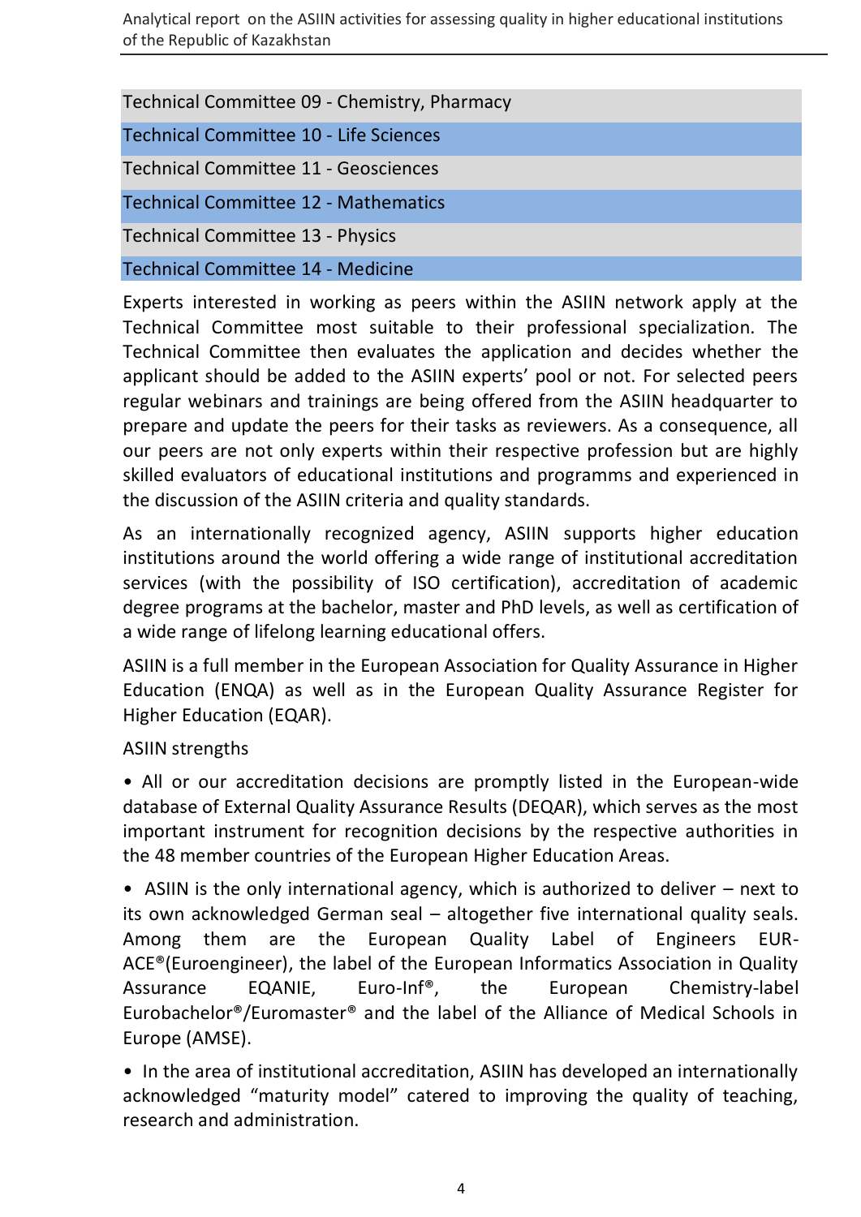| Technical Committee 09 - Chemistry, Pharmacy |
| --- |
| Technical Committee 10 - Life Sciences |
| Technical Committee 11 - Geosciences |
| Technical Committee 12 - Mathematics |
| Technical Committee 13 - Physics |
| Technical Committee 14 - Medicine |

Experts interested in working as peers within the ASIIN network apply at the Technical Committee most suitable to their professional specialization. The Technical Committee then evaluates the application and decides whether the applicant should be added to the ASIIN experts' pool or not. For selected peers regular webinars and trainings are being offered from the ASIIN headquarter to prepare and update the peers for their tasks as reviewers. As a consequence, all our peers are not only experts within their respective profession but are highly skilled evaluators of educational institutions and programms and experienced in the discussion of the ASIIN criteria and quality standards.

As an internationally recognized agency, ASIIN supports higher education institutions around the world offering a wide range of institutional accreditation services (with the possibility of ISO certification), accreditation of academic degree programs at the bachelor, master and PhD levels, as well as certification of a wide range of lifelong learning educational offers.

ASIIN is a full member in the European Association for Quality Assurance in Higher Education (ENQA) as well as in the European Quality Assurance Register for Higher Education (EQAR).

ASIIN strengths

- All or our accreditation decisions are promptly listed in the European-wide database of External Quality Assurance Results (DEQAR), which serves as the most important instrument for recognition decisions by the respective authorities in the 48 member countries of the European Higher Education Areas.

- ASIIN is the only international agency, which is authorized to deliver – next to its own acknowledged German seal – altogether five international quality seals. Among them are the European Quality Label of Engineers EUR-ACE®(Euroengineer), the label of the European Informatics Association in Quality Assurance EQANIE, Euro-Inf®, the European Chemistry-label Eurobachelor®/Euromaster® and the label of the Alliance of Medical Schools in Europe (AMSE).

- In the area of institutional accreditation, ASIIN has developed an internationally acknowledged "maturity model" catered to improving the quality of teaching, research and administration.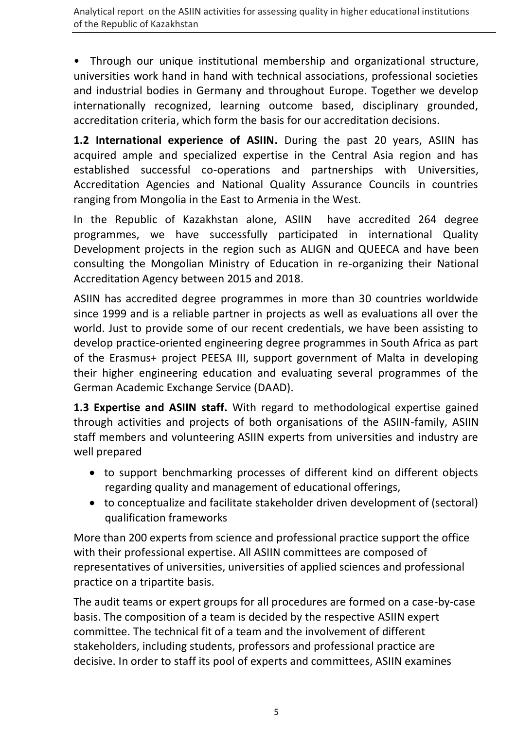• Through our unique institutional membership and organizational structure, universities work hand in hand with technical associations, professional societies and industrial bodies in Germany and throughout Europe. Together we develop internationally recognized, learning outcome based, disciplinary grounded, accreditation criteria, which form the basis for our accreditation decisions.

**1.2 International experience of ASIIN.** During the past 20 years, ASIIN has acquired ample and specialized expertise in the Central Asia region and has established successful co-operations and partnerships with Universities, Accreditation Agencies and National Quality Assurance Councils in countries ranging from Mongolia in the East to Armenia in the West.

In the Republic of Kazakhstan alone, ASIIN have accredited 264 degree programmes, we have successfully participated in international Quality Development projects in the region such as ALIGN and QUEECA and have been consulting the Mongolian Ministry of Education in re-organizing their National Accreditation Agency between 2015 and 2018.

ASIIN has accredited degree programmes in more than 30 countries worldwide since 1999 and is a reliable partner in projects as well as evaluations all over the world. Just to provide some of our recent credentials, we have been assisting to develop practice-oriented engineering degree programmes in South Africa as part of the Erasmus+ project PEESA III, support government of Malta in developing their higher engineering education and evaluating several programmes of the German Academic Exchange Service (DAAD).

**1.3 Expertise and ASIIN staff.** With regard to methodological expertise gained through activities and projects of both organisations of the ASIIN-family, ASIIN staff members and volunteering ASIIN experts from universities and industry are well prepared

- to support benchmarking processes of different kind on different objects regarding quality and management of educational offerings,
- to conceptualize and facilitate stakeholder driven development of (sectoral) qualification frameworks

More than 200 experts from science and professional practice support the office with their professional expertise. All ASIIN committees are composed of representatives of universities, universities of applied sciences and professional practice on a tripartite basis.

The audit teams or expert groups for all procedures are formed on a case-by-case basis. The composition of a team is decided by the respective ASIIN expert committee. The technical fit of a team and the involvement of different stakeholders, including students, professors and professional practice are decisive. In order to staff its pool of experts and committees, ASIIN examines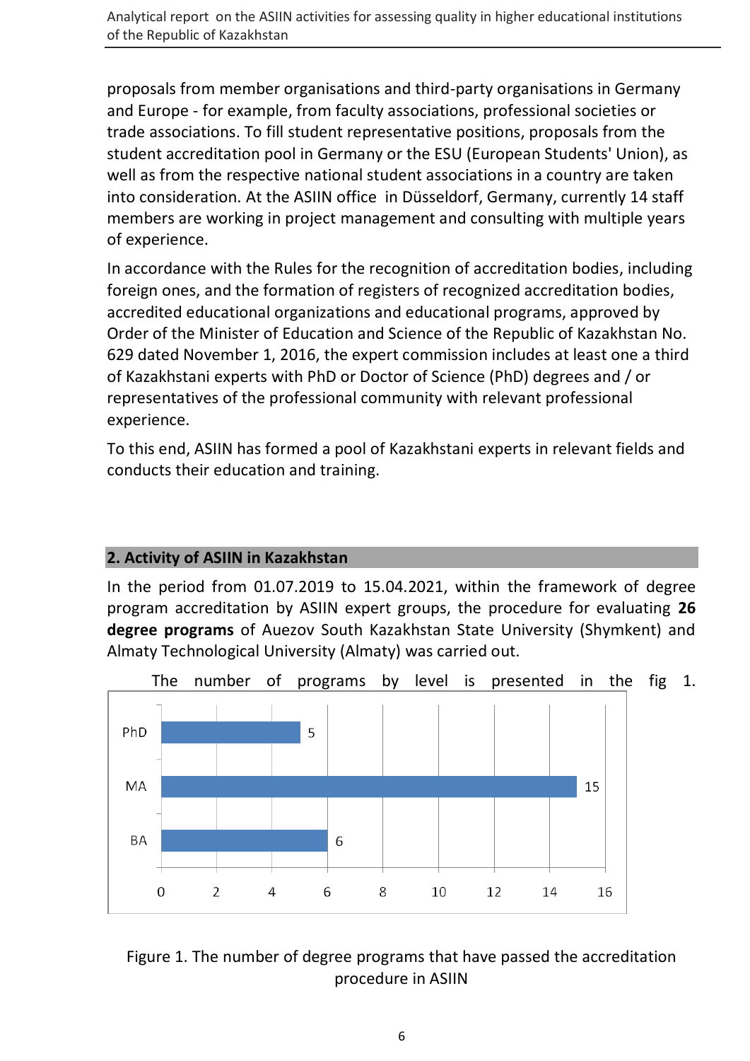proposals from member organisations and third-party organisations in Germany and Europe - for example, from faculty associations, professional societies or trade associations. To fill student representative positions, proposals from the student accreditation pool in Germany or the ESU (European Students' Union), as well as from the respective national student associations in a country are taken into consideration. At the ASIIN office in Düsseldorf, Germany, currently 14 staff members are working in project management and consulting with multiple years of experience.

In accordance with the Rules for the recognition of accreditation bodies, including foreign ones, and the formation of registers of recognized accreditation bodies, accredited educational organizations and educational programs, approved by Order of the Minister of Education and Science of the Republic of Kazakhstan No. 629 dated November 1, 2016, the expert commission includes at least one a third of Kazakhstani experts with PhD or Doctor of Science (PhD) degrees and / or representatives of the professional community with relevant professional experience.

To this end, ASIIN has formed a pool of Kazakhstani experts in relevant fields and conducts their education and training.

## 2. Activity of ASIIN in Kazakhstan

In the period from 01.07.2019 to 15.04.2021, within the framework of degree program accreditation by ASIIN expert groups, the procedure for evaluating **26 degree programs** of Auezov South Kazakhstan State University (Shymkent) and Almaty Technological University (Almaty) was carried out.

The number of programs by level is presented in the fig 1.

| Level | Number |
| --- | --- |
| PhD | 5 |
| MA | 15 |
| BA | 6 |

Figure 1. The number of degree programs that have passed the accreditation procedure in ASIIN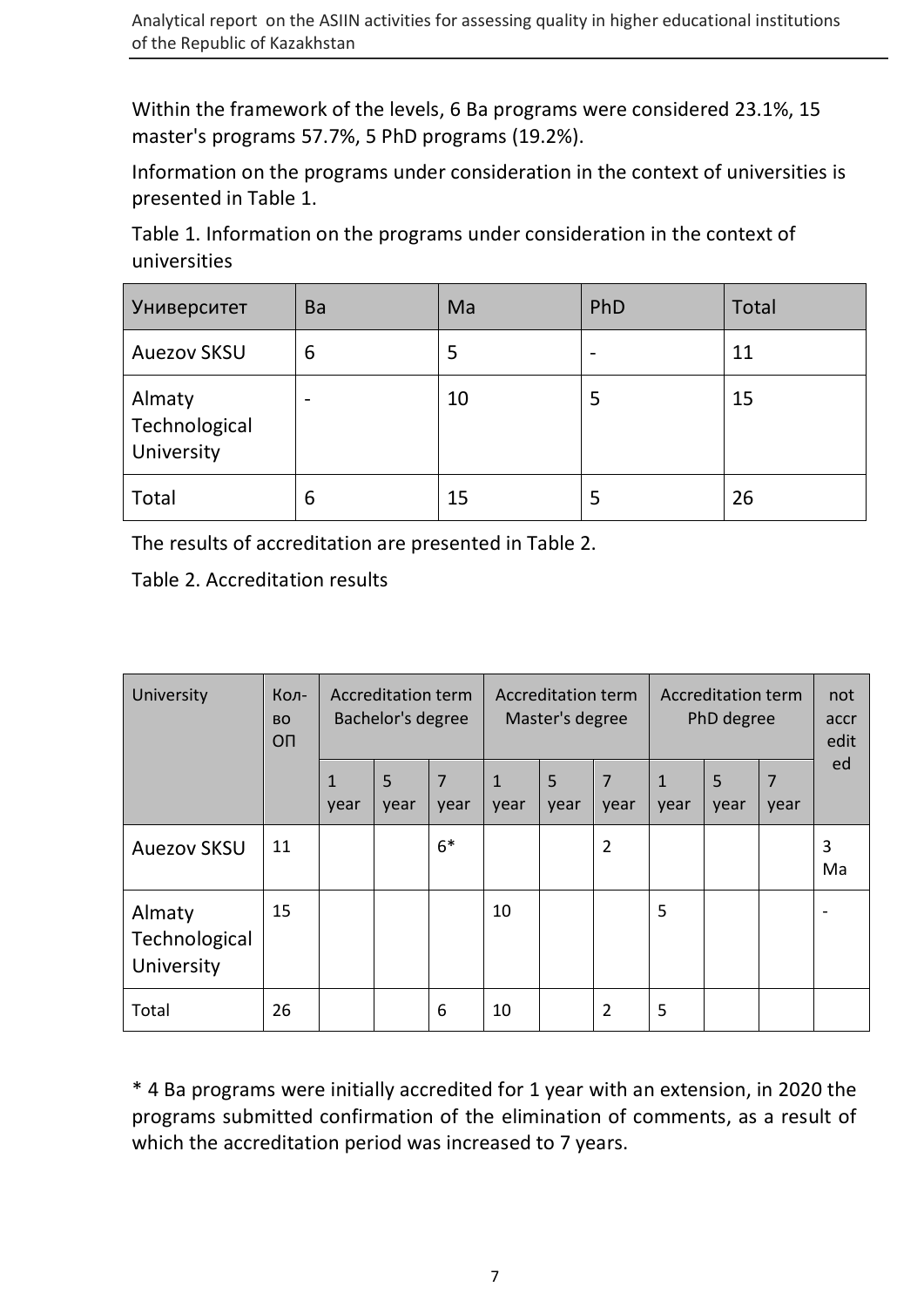Within the framework of the levels, 6 Ba programs were considered 23.1%, 15 master's programs 57.7%, 5 PhD programs (19.2%).

Information on the programs under consideration in the context of universities is presented in Table 1.

Table 1. Information on the programs under consideration in the context of universities

| Университет | Ba | Ma | PhD | Total |
|---|---|---|---|---|
| Auezov SKSU | 6 | 5 | - | 11 |
| Almaty Technological University | - | 10 | 5 | 15 |
| Total | 6 | 15 | 5 | 26 |

The results of accreditation are presented in Table 2.

Table 2. Accreditation results

| University | Кол-во ОП | Accreditation term Bachelor's degree | | | Accreditation term Master's degree | | | Accreditation term PhD degree | | | not accredited |
|---|---|---|---|---|---|---|---|---|---|---|---|
| | | 1 year | 5 year | 7 year | 1 year | 5 year | 7 year | 1 year | 5 year | 7 year | |
| Auezov SKSU | 11 | | | 6* | | | 2 | | | | 3 Ma |
| Almaty Technological University | 15 | | | | 10 | | | 5 | | | - |
| Total | 26 | | | 6 | 10 | | 2 | 5 | | | |

* 4 Ba programs were initially accredited for 1 year with an extension, in 2020 the programs submitted confirmation of the elimination of comments, as a result of which the accreditation period was increased to 7 years.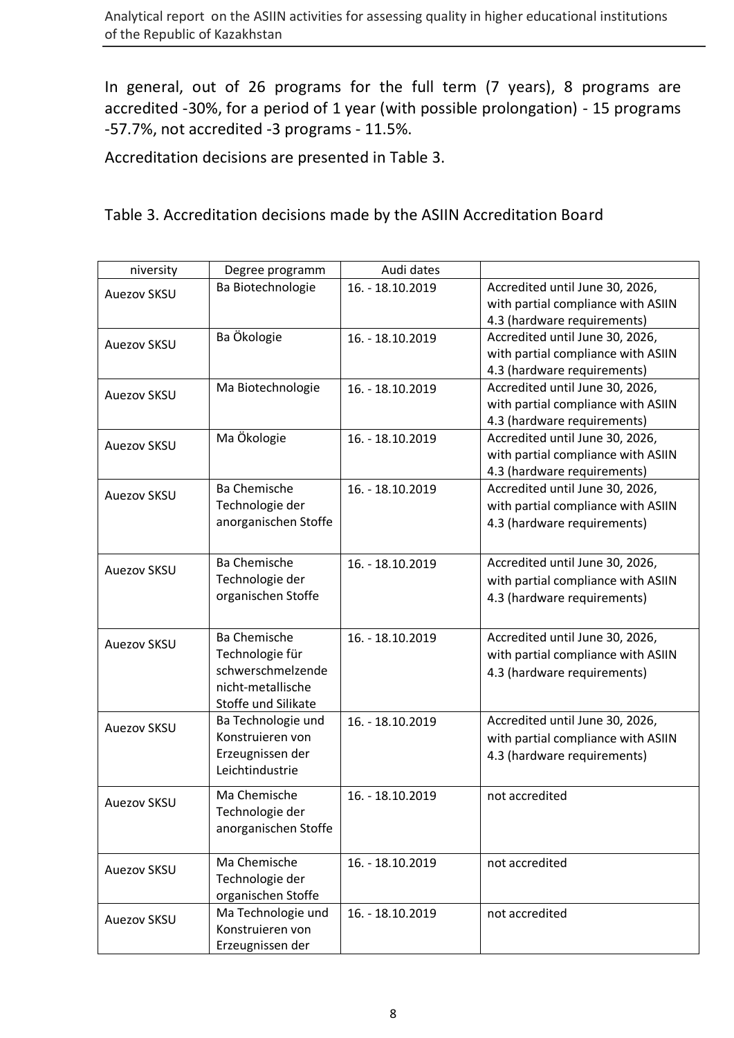In general, out of 26 programs for the full term (7 years), 8 programs are accredited -30%, for a period of 1 year (with possible prolongation) - 15 programs -57.7%, not accredited -3 programs - 11.5%.

Accreditation decisions are presented in Table 3.

Table 3. Accreditation decisions made by the ASIIN Accreditation Board

| niversity | Degree programm | Audi dates | |
|---|---|---|---|
| Auezov SKSU | Ba Biotechnologie | 16. - 18.10.2019 | Accredited until June 30, 2026, with partial compliance with ASIIN 4.3 (hardware requirements) |
| Auezov SKSU | Ba Ökologie | 16. - 18.10.2019 | Accredited until June 30, 2026, with partial compliance with ASIIN 4.3 (hardware requirements) |
| Auezov SKSU | Ma Biotechnologie | 16. - 18.10.2019 | Accredited until June 30, 2026, with partial compliance with ASIIN 4.3 (hardware requirements) |
| Auezov SKSU | Ma Ökologie | 16. - 18.10.2019 | Accredited until June 30, 2026, with partial compliance with ASIIN 4.3 (hardware requirements) |
| Auezov SKSU | Ba Chemische Technologie der anorganischen Stoffe | 16. - 18.10.2019 | Accredited until June 30, 2026, with partial compliance with ASIIN 4.3 (hardware requirements) |
| Auezov SKSU | Ba Chemische Technologie der organischen Stoffe | 16. - 18.10.2019 | Accredited until June 30, 2026, with partial compliance with ASIIN 4.3 (hardware requirements) |
| Auezov SKSU | Ba Chemische Technologie für schwerschmelzende nicht-metallische Stoffe und Silikate | 16. - 18.10.2019 | Accredited until June 30, 2026, with partial compliance with ASIIN 4.3 (hardware requirements) |
| Auezov SKSU | Ba Technologie und Konstruieren von Erzeugnissen der Leichtindustrie | 16. - 18.10.2019 | Accredited until June 30, 2026, with partial compliance with ASIIN 4.3 (hardware requirements) |
| Auezov SKSU | Ma Chemische Technologie der anorganischen Stoffe | 16. - 18.10.2019 | not accredited |
| Auezov SKSU | Ma Chemische Technologie der organischen Stoffe | 16. - 18.10.2019 | not accredited |
| Auezov SKSU | Ma Technologie und Konstruieren von Erzeugnissen der | 16. - 18.10.2019 | not accredited |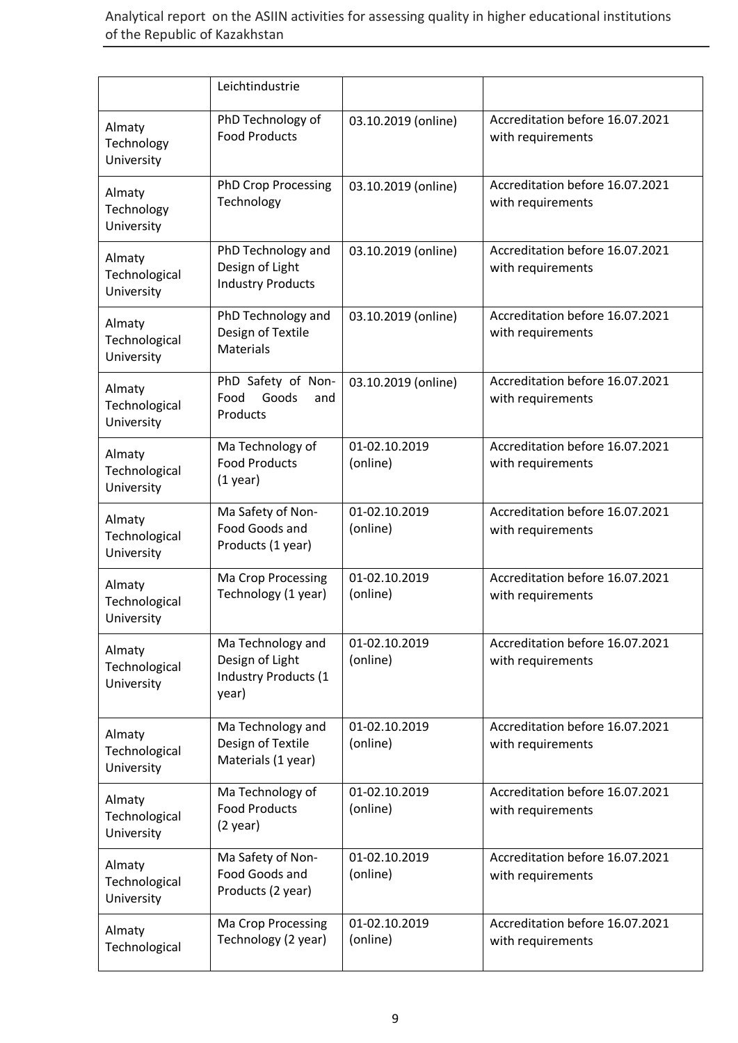| | Leichtindustrie | | |
|---|---|---|---|
| Almaty Technology University | PhD Technology of Food Products | 03.10.2019 (online) | Accreditation before 16.07.2021 with requirements |
| Almaty Technology University | PhD Crop Processing Technology | 03.10.2019 (online) | Accreditation before 16.07.2021 with requirements |
| Almaty Technological University | PhD Technology and Design of Light Industry Products | 03.10.2019 (online) | Accreditation before 16.07.2021 with requirements |
| Almaty Technological University | PhD Technology and Design of Textile Materials | 03.10.2019 (online) | Accreditation before 16.07.2021 with requirements |
| Almaty Technological University | PhD Safety of Non-Food Goods and Products | 03.10.2019 (online) | Accreditation before 16.07.2021 with requirements |
| Almaty Technological University | Ma Technology of Food Products (1 year) | 01-02.10.2019 (online) | Accreditation before 16.07.2021 with requirements |
| Almaty Technological University | Ma Safety of Non-Food Goods and Products (1 year) | 01-02.10.2019 (online) | Accreditation before 16.07.2021 with requirements |
| Almaty Technological University | Ma Crop Processing Technology (1 year) | 01-02.10.2019 (online) | Accreditation before 16.07.2021 with requirements |
| Almaty Technological University | Ma Technology and Design of Light Industry Products (1 year) | 01-02.10.2019 (online) | Accreditation before 16.07.2021 with requirements |
| Almaty Technological University | Ma Technology and Design of Textile Materials (1 year) | 01-02.10.2019 (online) | Accreditation before 16.07.2021 with requirements |
| Almaty Technological University | Ma Technology of Food Products (2 year) | 01-02.10.2019 (online) | Accreditation before 16.07.2021 with requirements |
| Almaty Technological University | Ma Safety of Non-Food Goods and Products (2 year) | 01-02.10.2019 (online) | Accreditation before 16.07.2021 with requirements |
| Almaty Technological | Ma Crop Processing Technology (2 year) | 01-02.10.2019 (online) | Accreditation before 16.07.2021 with requirements |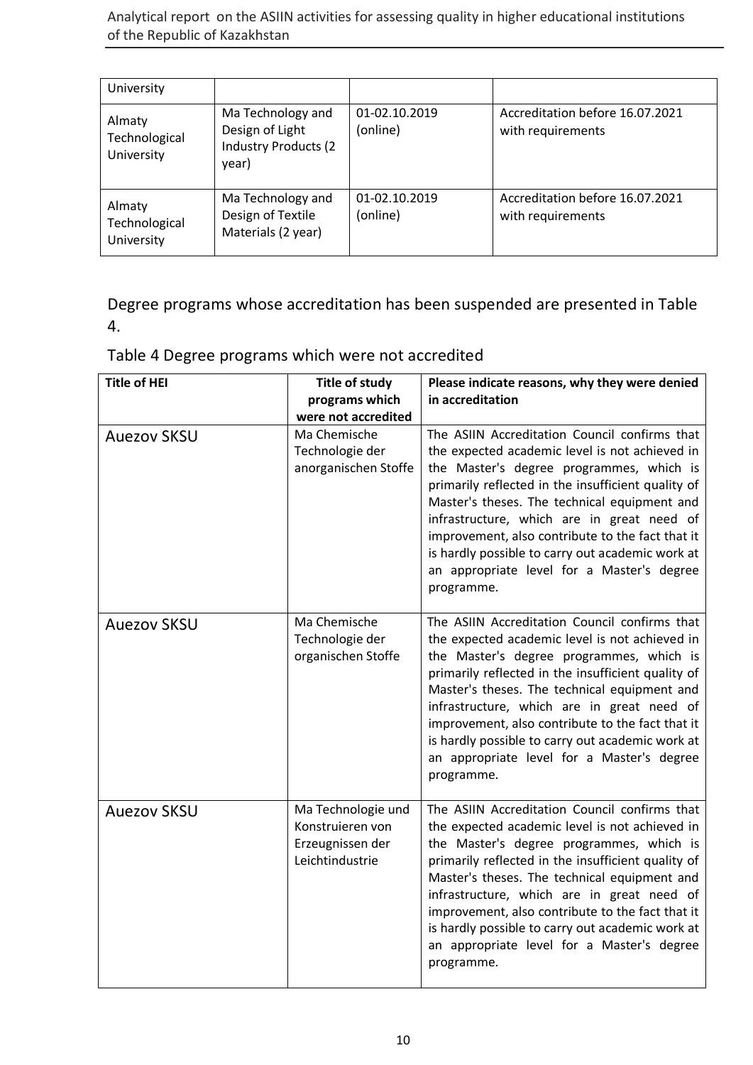| University | | | |
|---|---|---|---|
| Almaty Technological University | Ma Technology and Design of Light Industry Products (2 year) | 01-02.10.2019 (online) | Accreditation before 16.07.2021 with requirements |
| Almaty Technological University | Ma Technology and Design of Textile Materials (2 year) | 01-02.10.2019 (online) | Accreditation before 16.07.2021 with requirements |

Degree programs whose accreditation has been suspended are presented in Table 4.

Table 4 Degree programs which were not accredited

| Title of HEI | Title of study programs which were not accredited | Please indicate reasons, why they were denied in accreditation |
|---|---|---|
| Auezov SKSU | Ma Chemische Technologie der anorganischen Stoffe | The ASIIN Accreditation Council confirms that the expected academic level is not achieved in the Master's degree programmes, which is primarily reflected in the insufficient quality of Master's theses. The technical equipment and infrastructure, which are in great need of improvement, also contribute to the fact that it is hardly possible to carry out academic work at an appropriate level for a Master's degree programme. |
| Auezov SKSU | Ma Chemische Technologie der organischen Stoffe | The ASIIN Accreditation Council confirms that the expected academic level is not achieved in the Master's degree programmes, which is primarily reflected in the insufficient quality of Master's theses. The technical equipment and infrastructure, which are in great need of improvement, also contribute to the fact that it is hardly possible to carry out academic work at an appropriate level for a Master's degree programme. |
| Auezov SKSU | Ma Technologie und Konstruieren von Erzeugnissen der Leichtindustrie | The ASIIN Accreditation Council confirms that the expected academic level is not achieved in the Master's degree programmes, which is primarily reflected in the insufficient quality of Master's theses. The technical equipment and infrastructure, which are in great need of improvement, also contribute to the fact that it is hardly possible to carry out academic work at an appropriate level for a Master's degree programme. |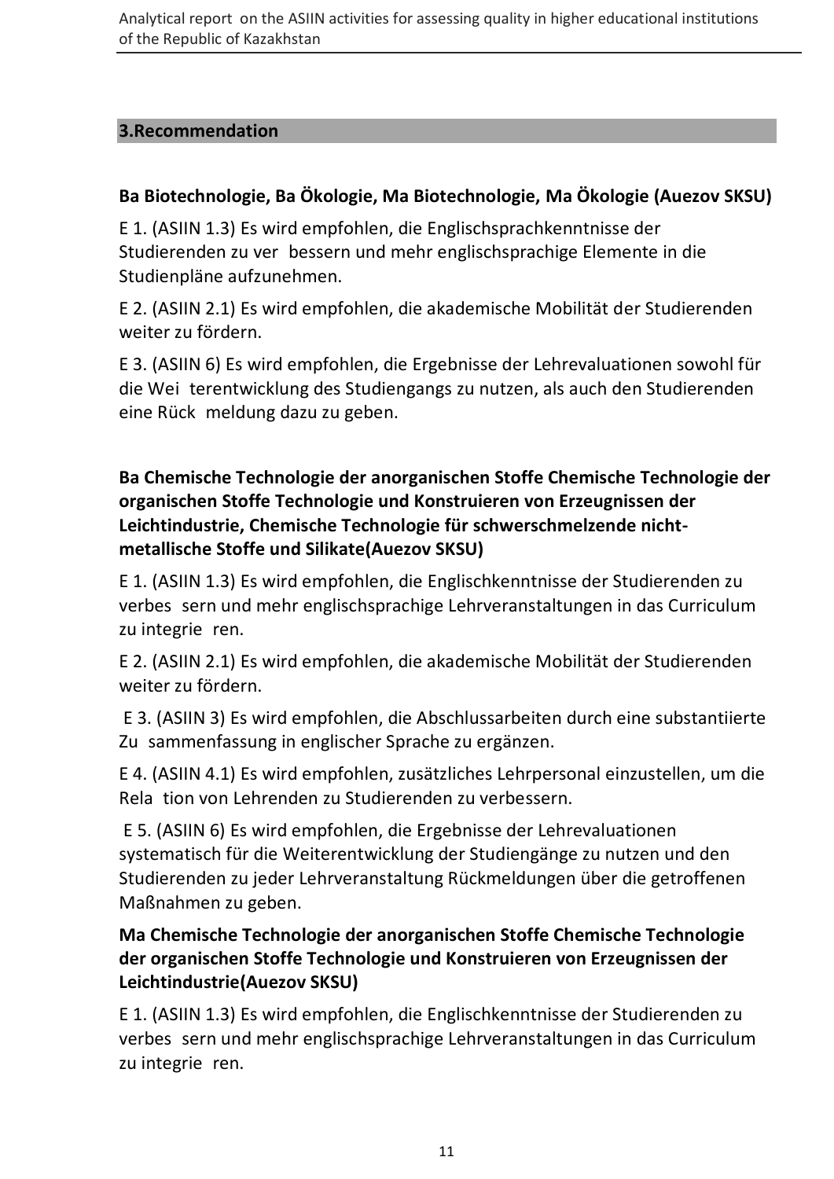## 3.Recommendation

**Ba Biotechnologie, Ba Ökologie, Ma Biotechnologie, Ma Ökologie (Auezov SKSU)**

E 1. (ASIIN 1.3) Es wird empfohlen, die Englischsprachkenntnisse der Studierenden zu ver bessern und mehr englischsprachige Elemente in die Studienpläne aufzunehmen.

E 2. (ASIIN 2.1) Es wird empfohlen, die akademische Mobilität der Studierenden weiter zu fördern.

E 3. (ASIIN 6) Es wird empfohlen, die Ergebnisse der Lehrevaluationen sowohl für die Wei terentwicklung des Studiengangs zu nutzen, als auch den Studierenden eine Rück meldung dazu zu geben.

**Ba Chemische Technologie der anorganischen Stoffe Chemische Technologie der organischen Stoffe Technologie und Konstruieren von Erzeugnissen der Leichtindustrie, Chemische Technologie für schwerschmelzende nicht-metallische Stoffe und Silikate(Auezov SKSU)**

E 1. (ASIIN 1.3) Es wird empfohlen, die Englischkenntnisse der Studierenden zu verbes sern und mehr englischsprachige Lehrveranstaltungen in das Curriculum zu integrie ren.

E 2. (ASIIN 2.1) Es wird empfohlen, die akademische Mobilität der Studierenden weiter zu fördern.

E 3. (ASIIN 3) Es wird empfohlen, die Abschlussarbeiten durch eine substantiierte Zu sammenfassung in englischer Sprache zu ergänzen.

E 4. (ASIIN 4.1) Es wird empfohlen, zusätzliches Lehrpersonal einzustellen, um die Rela tion von Lehrenden zu Studierenden zu verbessern.

E 5. (ASIIN 6) Es wird empfohlen, die Ergebnisse der Lehrevaluationen systematisch für die Weiterentwicklung der Studiengänge zu nutzen und den Studierenden zu jeder Lehrveranstaltung Rückmeldungen über die getroffenen Maßnahmen zu geben.

**Ma Chemische Technologie der anorganischen Stoffe Chemische Technologie der organischen Stoffe Technologie und Konstruieren von Erzeugnissen der Leichtindustrie(Auezov SKSU)**

E 1. (ASIIN 1.3) Es wird empfohlen, die Englischkenntnisse der Studierenden zu verbes sern und mehr englischsprachige Lehrveranstaltungen in das Curriculum zu integrie ren.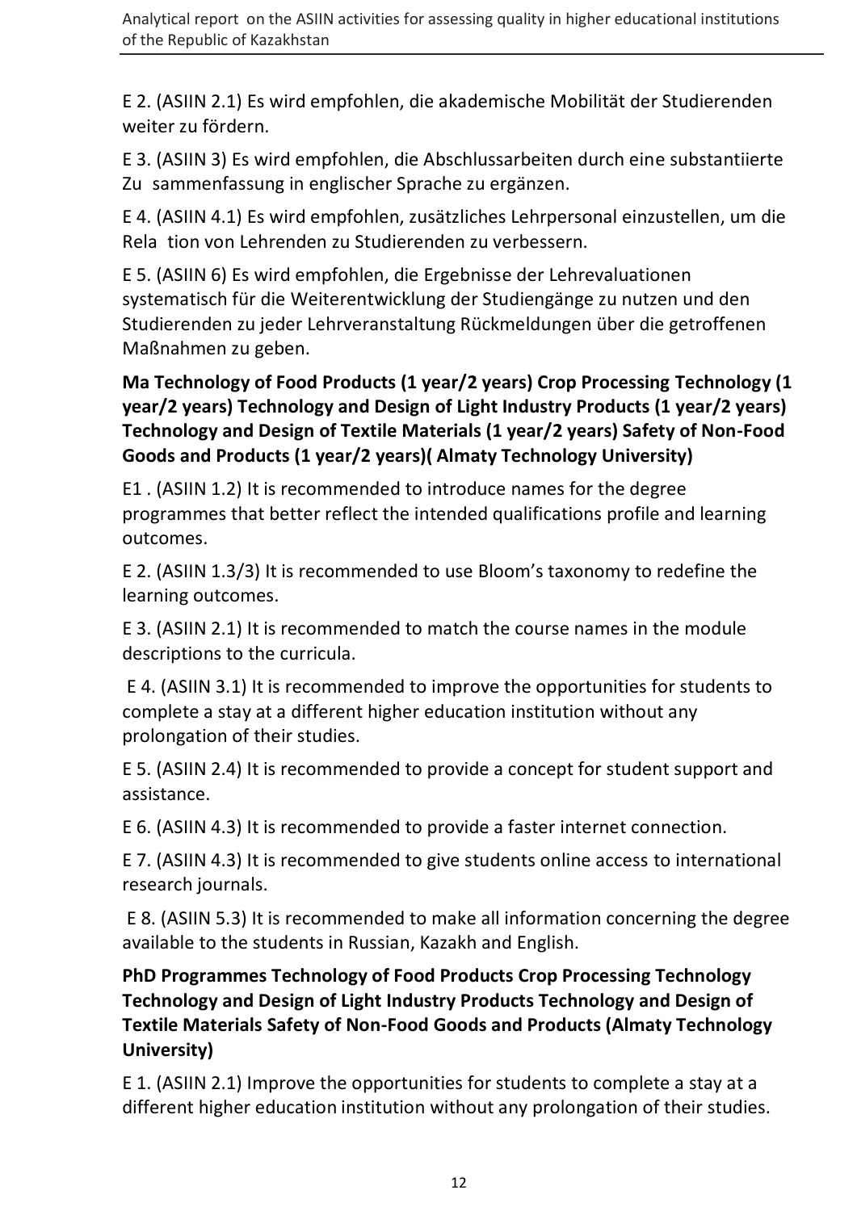E 2. (ASIIN 2.1) Es wird empfohlen, die akademische Mobilität der Studierenden weiter zu fördern.

E 3. (ASIIN 3) Es wird empfohlen, die Abschlussarbeiten durch eine substantiierte Zu sammenfassung in englischer Sprache zu ergänzen.

E 4. (ASIIN 4.1) Es wird empfohlen, zusätzliches Lehrpersonal einzustellen, um die Rela tion von Lehrenden zu Studierenden zu verbessern.

E 5. (ASIIN 6) Es wird empfohlen, die Ergebnisse der Lehrevaluationen systematisch für die Weiterentwicklung der Studiengänge zu nutzen und den Studierenden zu jeder Lehrveranstaltung Rückmeldungen über die getroffenen Maßnahmen zu geben.

**Ma Technology of Food Products (1 year/2 years) Crop Processing Technology (1 year/2 years) Technology and Design of Light Industry Products (1 year/2 years) Technology and Design of Textile Materials (1 year/2 years) Safety of Non-Food Goods and Products (1 year/2 years)( Almaty Technology University)**

E1 . (ASIIN 1.2) It is recommended to introduce names for the degree programmes that better reflect the intended qualifications profile and learning outcomes.

E 2. (ASIIN 1.3/3) It is recommended to use Bloom's taxonomy to redefine the learning outcomes.

E 3. (ASIIN 2.1) It is recommended to match the course names in the module descriptions to the curricula.

E 4. (ASIIN 3.1) It is recommended to improve the opportunities for students to complete a stay at a different higher education institution without any prolongation of their studies.

E 5. (ASIIN 2.4) It is recommended to provide a concept for student support and assistance.

E 6. (ASIIN 4.3) It is recommended to provide a faster internet connection.

E 7. (ASIIN 4.3) It is recommended to give students online access to international research journals.

E 8. (ASIIN 5.3) It is recommended to make all information concerning the degree available to the students in Russian, Kazakh and English.

**PhD Programmes Technology of Food Products Crop Processing Technology Technology and Design of Light Industry Products Technology and Design of Textile Materials Safety of Non-Food Goods and Products (Almaty Technology University)**

E 1. (ASIIN 2.1) Improve the opportunities for students to complete a stay at a different higher education institution without any prolongation of their studies.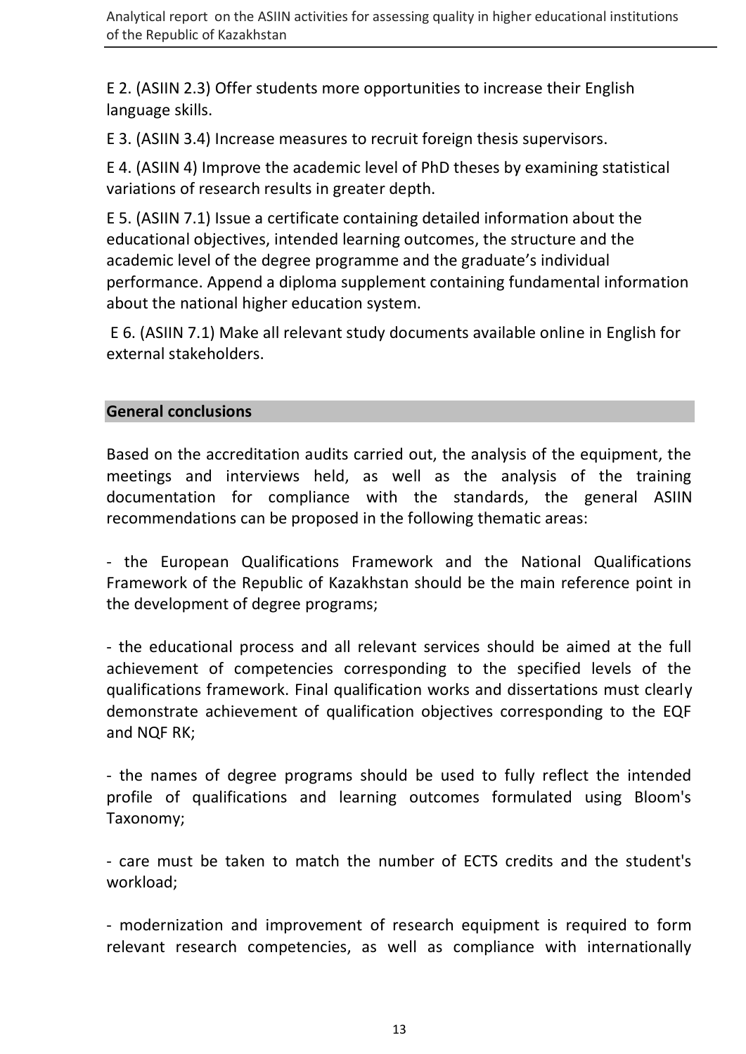E 2. (ASIIN 2.3) Offer students more opportunities to increase their English language skills.

E 3. (ASIIN 3.4) Increase measures to recruit foreign thesis supervisors.

E 4. (ASIIN 4) Improve the academic level of PhD theses by examining statistical variations of research results in greater depth.

E 5. (ASIIN 7.1) Issue a certificate containing detailed information about the educational objectives, intended learning outcomes, the structure and the academic level of the degree programme and the graduate's individual performance. Append a diploma supplement containing fundamental information about the national higher education system.

E 6. (ASIIN 7.1) Make all relevant study documents available online in English for external stakeholders.

## General conclusions

Based on the accreditation audits carried out, the analysis of the equipment, the meetings and interviews held, as well as the analysis of the training documentation for compliance with the standards, the general ASIIN recommendations can be proposed in the following thematic areas:

- the European Qualifications Framework and the National Qualifications Framework of the Republic of Kazakhstan should be the main reference point in the development of degree programs;

- the educational process and all relevant services should be aimed at the full achievement of competencies corresponding to the specified levels of the qualifications framework. Final qualification works and dissertations must clearly demonstrate achievement of qualification objectives corresponding to the EQF and NQF RK;

- the names of degree programs should be used to fully reflect the intended profile of qualifications and learning outcomes formulated using Bloom's Taxonomy;

- care must be taken to match the number of ECTS credits and the student's workload;

- modernization and improvement of research equipment is required to form relevant research competencies, as well as compliance with internationally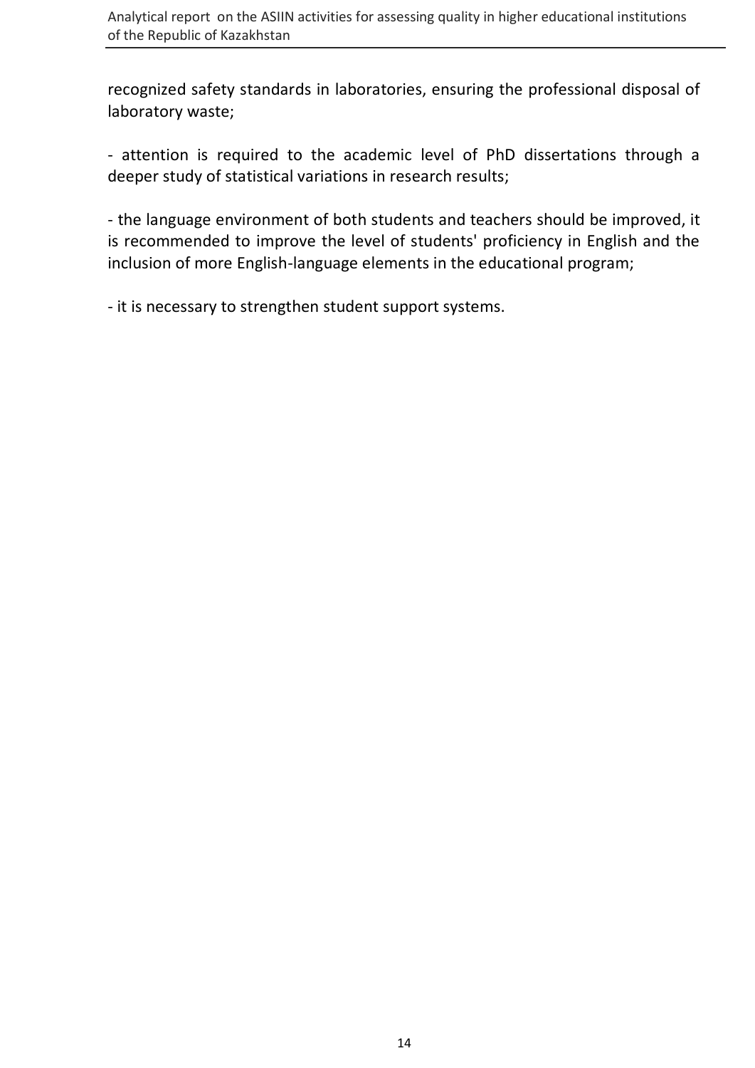recognized safety standards in laboratories, ensuring the professional disposal of laboratory waste;

- attention is required to the academic level of PhD dissertations through a deeper study of statistical variations in research results;

- the language environment of both students and teachers should be improved, it is recommended to improve the level of students' proficiency in English and the inclusion of more English-language elements in the educational program;

- it is necessary to strengthen student support systems.